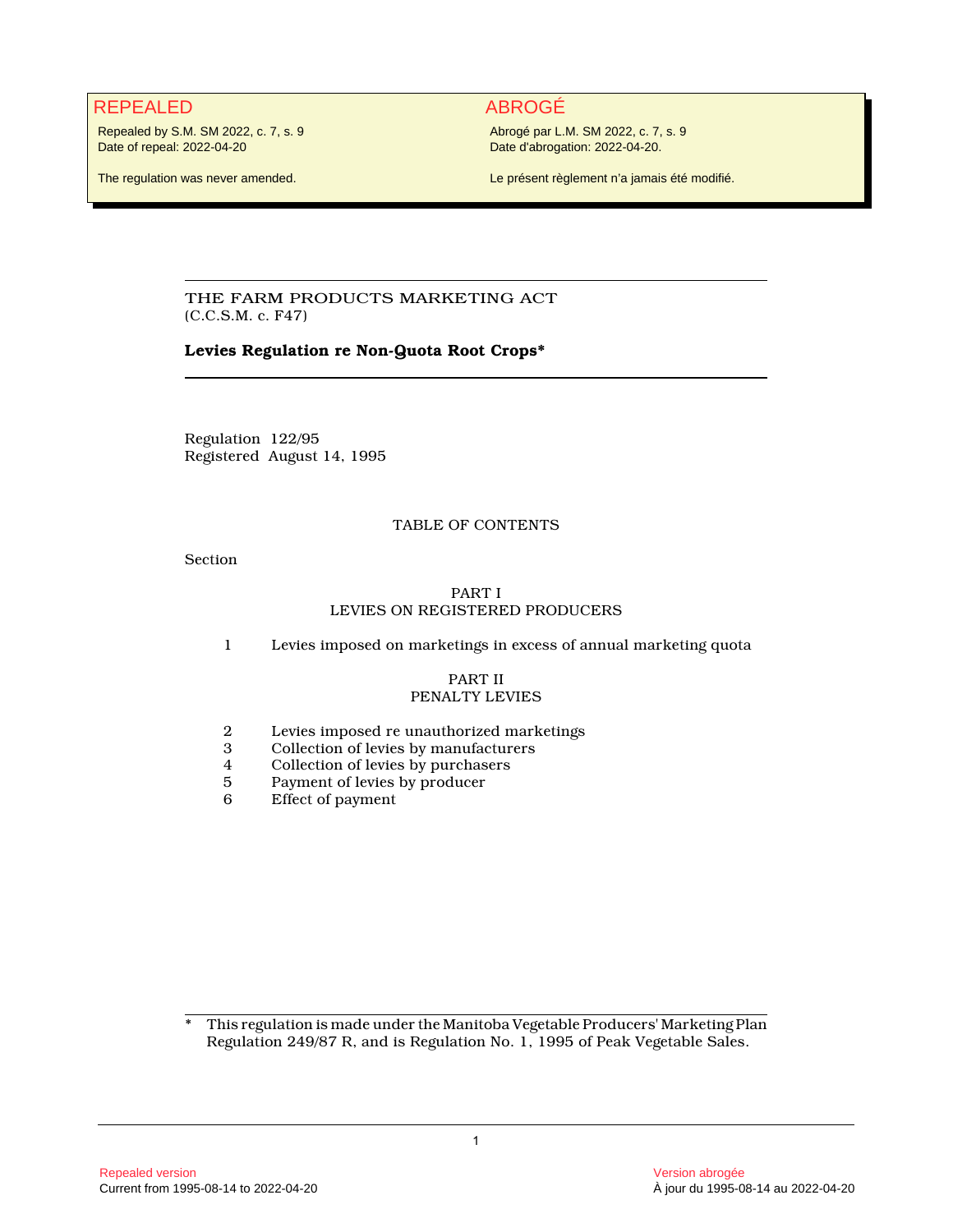**REPEALED**

Repealed by S.M. SM 2022, c. 7, s. 9
Date of repeal: 2022-04-20

The regulation was never amended.

**ABROGÉ**

Abrogé par L.M. SM 2022, c. 7, s. 9
Date d'abrogation: 2022-04-20.

Le présent règlement n'a jamais été modifié.

---

THE FARM PRODUCTS MARKETING ACT
(C.C.S.M. c. F47)

# Levies Regulation re Non-Quota Root Crops*

---

Regulation 122/95
Registered August 14, 1995

## TABLE OF CONTENTS

Section

### PART I
### LEVIES ON REGISTERED PRODUCERS

1 Levies imposed on marketings in excess of annual marketing quota

### PART II
### PENALTY LEVIES

2 Levies imposed re unauthorized marketings
3 Collection of levies by manufacturers
4 Collection of levies by purchasers
5 Payment of levies by producer
6 Effect of payment

---

\* This regulation is made under the Manitoba Vegetable Producers' Marketing Plan Regulation 249/87 R, and is Regulation No. 1, 1995 of Peak Vegetable Sales.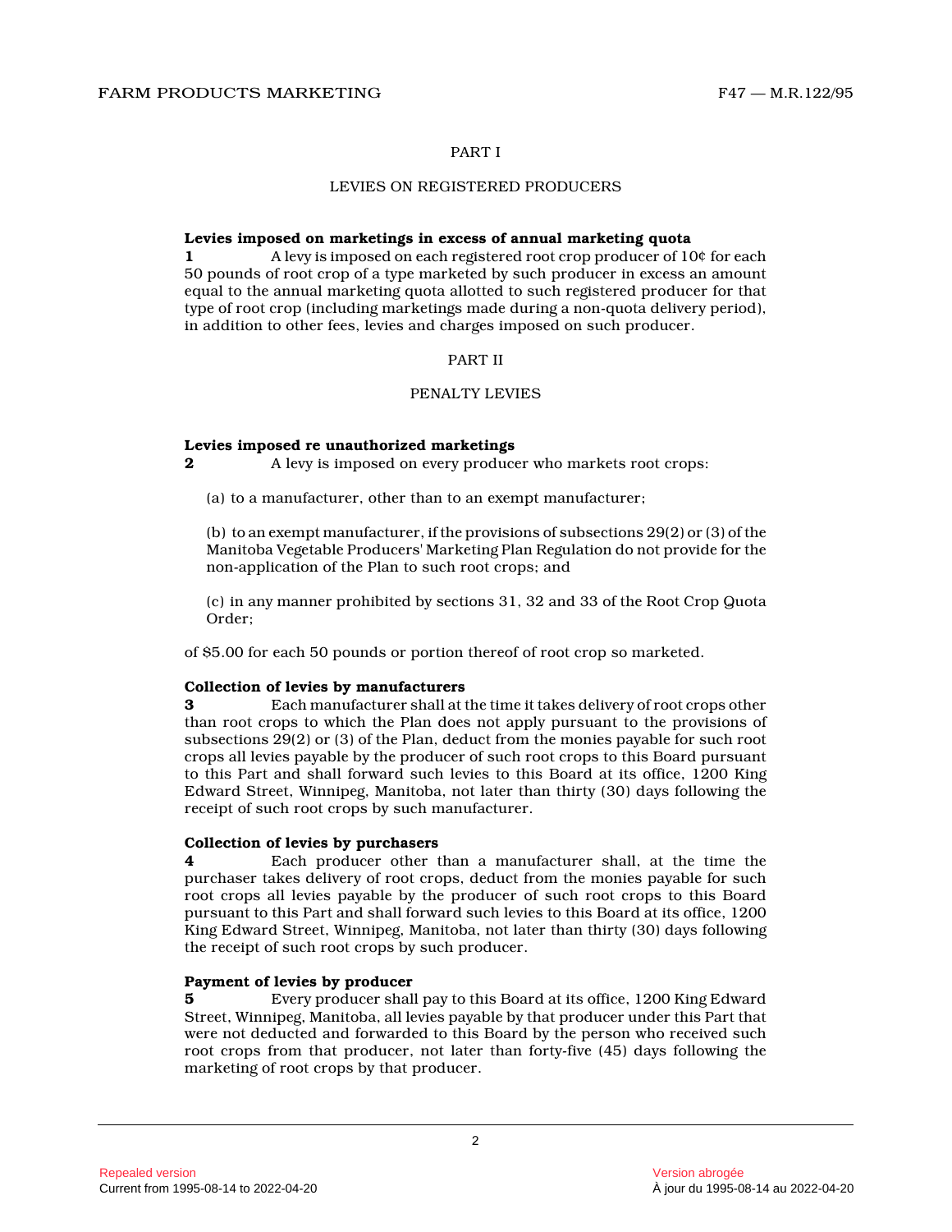## PART I

### LEVIES ON REGISTERED PRODUCERS

**Levies imposed on marketings in excess of annual marketing quota**

**1** A levy is imposed on each registered root crop producer of 10¢ for each 50 pounds of root crop of a type marketed by such producer in excess an amount equal to the annual marketing quota allotted to such registered producer for that type of root crop (including marketings made during a non-quota delivery period), in addition to other fees, levies and charges imposed on such producer.

## PART II

### PENALTY LEVIES

**Levies imposed re unauthorized marketings**

**2** A levy is imposed on every producer who markets root crops:

(a) to a manufacturer, other than to an exempt manufacturer;

(b) to an exempt manufacturer, if the provisions of subsections 29(2) or (3) of the Manitoba Vegetable Producers' Marketing Plan Regulation do not provide for the non-application of the Plan to such root crops; and

(c) in any manner prohibited by sections 31, 32 and 33 of the Root Crop Quota Order;

of $5.00 for each 50 pounds or portion thereof of root crop so marketed.

**Collection of levies by manufacturers**

**3** Each manufacturer shall at the time it takes delivery of root crops other than root crops to which the Plan does not apply pursuant to the provisions of subsections 29(2) or (3) of the Plan, deduct from the monies payable for such root crops all levies payable by the producer of such root crops to this Board pursuant to this Part and shall forward such levies to this Board at its office, 1200 King Edward Street, Winnipeg, Manitoba, not later than thirty (30) days following the receipt of such root crops by such manufacturer.

**Collection of levies by purchasers**

**4** Each producer other than a manufacturer shall, at the time the purchaser takes delivery of root crops, deduct from the monies payable for such root crops all levies payable by the producer of such root crops to this Board pursuant to this Part and shall forward such levies to this Board at its office, 1200 King Edward Street, Winnipeg, Manitoba, not later than thirty (30) days following the receipt of such root crops by such producer.

**Payment of levies by producer**

**5** Every producer shall pay to this Board at its office, 1200 King Edward Street, Winnipeg, Manitoba, all levies payable by that producer under this Part that were not deducted and forwarded to this Board by the person who received such root crops from that producer, not later than forty-five (45) days following the marketing of root crops by that producer.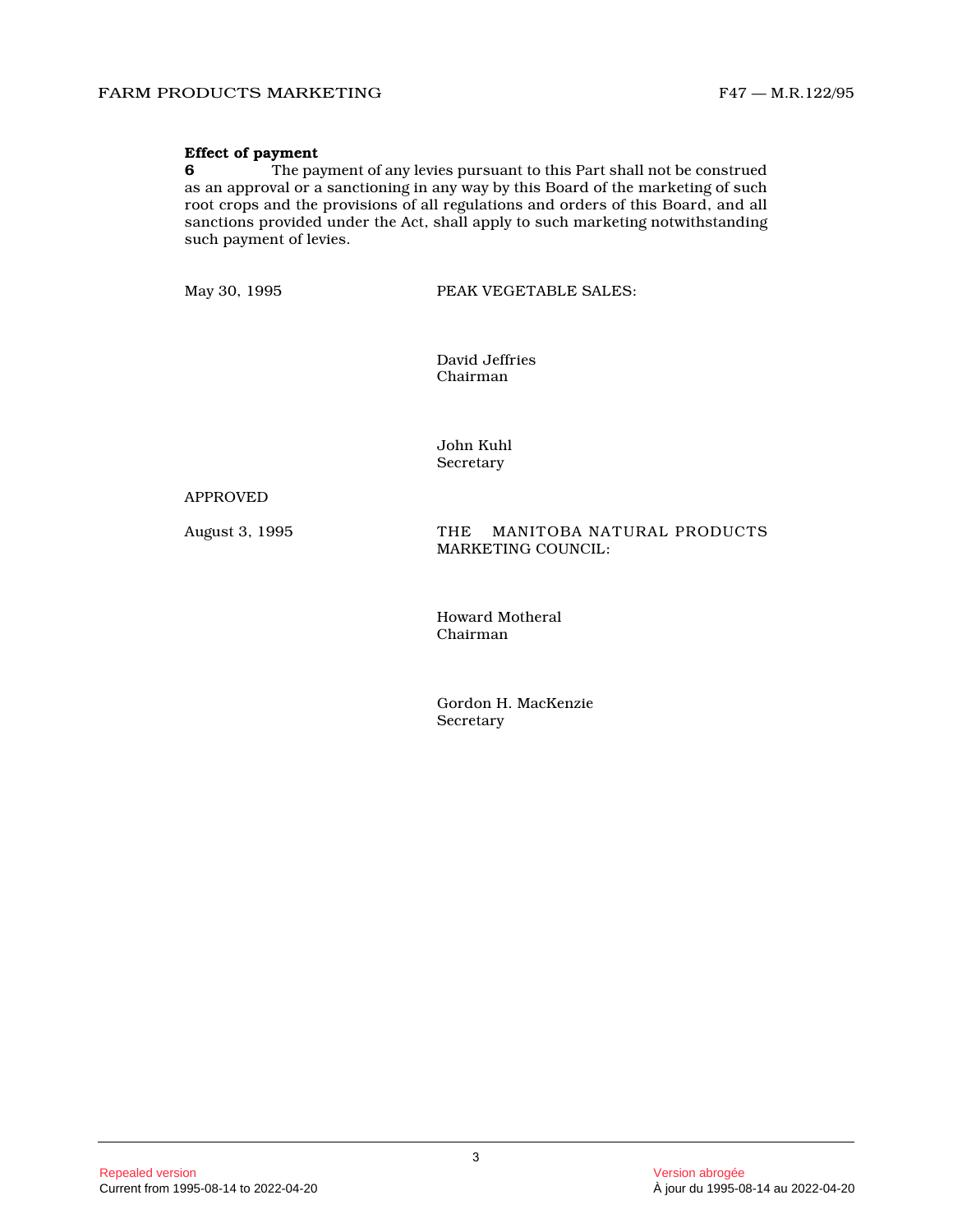**Effect of payment**

**6** The payment of any levies pursuant to this Part shall not be construed as an approval or a sanctioning in any way by this Board of the marketing of such root crops and the provisions of all regulations and orders of this Board, and all sanctions provided under the Act, shall apply to such marketing notwithstanding such payment of levies.

May 30, 1995

PEAK VEGETABLE SALES:

David Jeffries
Chairman

John Kuhl
Secretary

APPROVED

August 3, 1995

THE MANITOBA NATURAL PRODUCTS MARKETING COUNCIL:

Howard Motheral
Chairman

Gordon H. MacKenzie
Secretary